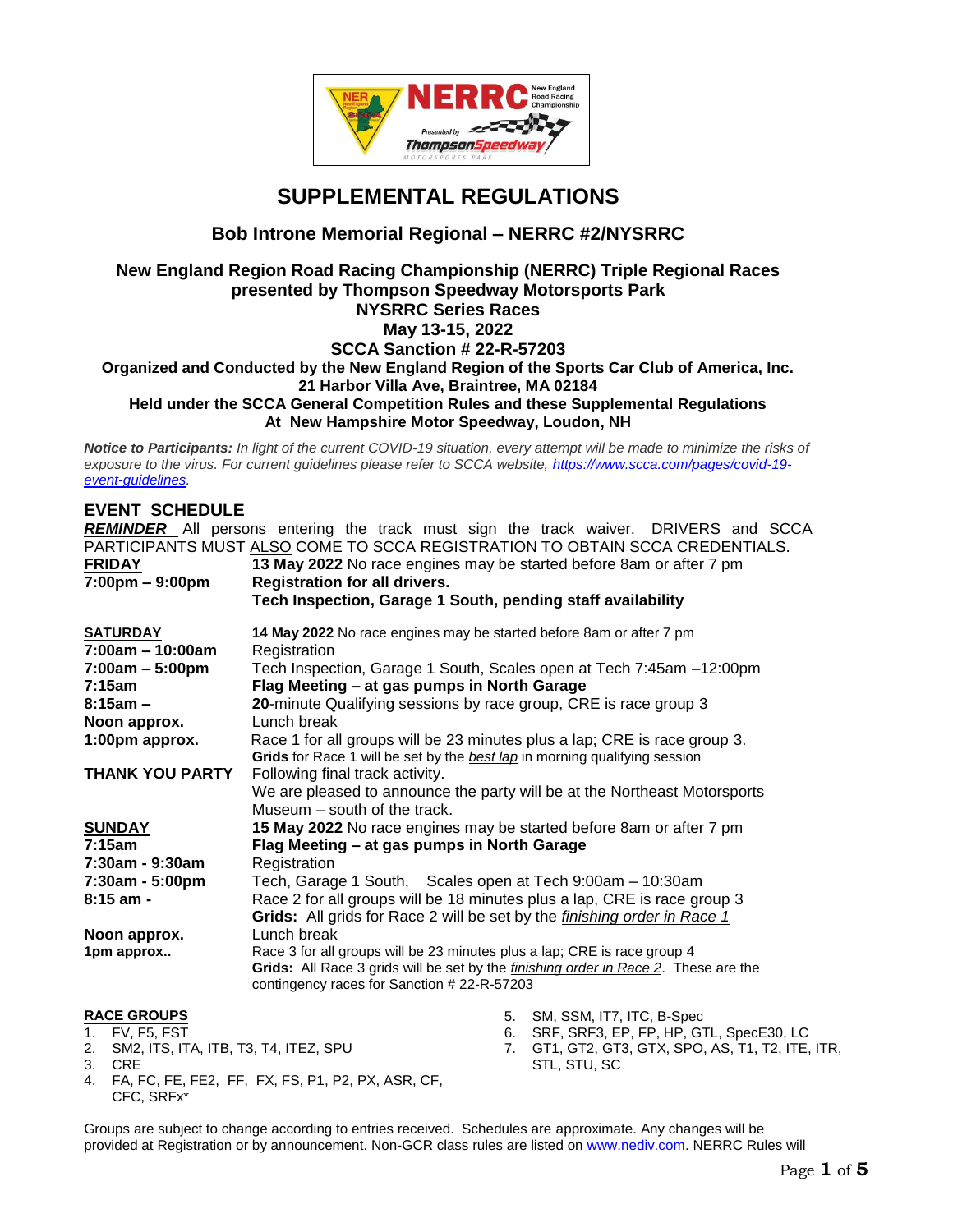# SUPPLEMENTAL REGULATIONS

## Bob Introne Memorial Regional – NERRC #2/NYSRRC

**New England Region Road Racing Championship (NERRC) Triple Regional Races**
**presented by Thompson Speedway Motorsports Park**
**NYSRRC Series Races**
**May 13-15, 2022**
**SCCA Sanction # 22-R-57203**
**Organized and Conducted by the New England Region of the Sports Car Club of America, Inc.**
**21 Harbor Villa Ave, Braintree, MA 02184**
**Held under the SCCA General Competition Rules and these Supplemental Regulations**
**At New Hampshire Motor Speedway, Loudon, NH**

***Notice to Participants:*** *In light of the current COVID-19 situation, every attempt will be made to minimize the risks of exposure to the virus. For current guidelines please refer to SCCA website, https://www.scca.com/pages/covid-19-event-guidelines.*

### EVENT SCHEDULE

***REMINDER*** All persons entering the track must sign the track waiver. DRIVERS and SCCA PARTICIPANTS MUST ALSO COME TO SCCA REGISTRATION TO OBTAIN SCCA CREDENTIALS.

| | |
|---|---|
| **FRIDAY** | **13 May 2022** No race engines may be started before 8am or after 7 pm |
| **7:00pm – 9:00pm** | **Registration for all drivers.** |
| | **Tech Inspection, Garage 1 South, pending staff availability** |
| **SATURDAY** | **14 May 2022** No race engines may be started before 8am or after 7 pm |
| **7:00am – 10:00am** | Registration |
| **7:00am – 5:00pm** | Tech Inspection, Garage 1 South, Scales open at Tech 7:45am –12:00pm |
| **7:15am** | **Flag Meeting – at gas pumps in North Garage** |
| **8:15am –** | **20**-minute Qualifying sessions by race group, CRE is race group 3 |
| **Noon approx.** | Lunch break |
| **1:00pm approx.** | Race 1 for all groups will be 23 minutes plus a lap; CRE is race group 3. **Grids** for Race 1 will be set by the *best lap* in morning qualifying session |
| **THANK YOU PARTY** | Following final track activity. We are pleased to announce the party will be at the Northeast Motorsports Museum – south of the track. |
| **SUNDAY** | **15 May 2022** No race engines may be started before 8am or after 7 pm |
| **7:15am** | **Flag Meeting – at gas pumps in North Garage** |
| **7:30am - 9:30am** | Registration |
| **7:30am - 5:00pm** | Tech, Garage 1 South, Scales open at Tech 9:00am – 10:30am |
| **8:15 am -** | Race 2 for all groups will be 18 minutes plus a lap, CRE is race group 3. **Grids:** All grids for Race 2 will be set by the *finishing order in Race 1* |
| **Noon approx.** | Lunch break |
| **1pm approx..** | Race 3 for all groups will be 23 minutes plus a lap; CRE is race group 4. **Grids:** All Race 3 grids will be set by the *finishing order in Race 2*. These are the contingency races for Sanction # 22-R-57203 |

**RACE GROUPS**

1. FV, F5, FST
2. SM2, ITS, ITA, ITB, T3, T4, ITEZ, SPU
3. CRE
4. FA, FC, FE, FE2, FF, FX, FS, P1, P2, PX, ASR, CF, CFC, SRFx*
5. SM, SSM, IT7, ITC, B-Spec
6. SRF, SRF3, EP, FP, HP, GTL, SpecE30, LC
7. GT1, GT2, GT3, GTX, SPO, AS, T1, T2, ITE, ITR, STL, STU, SC

Groups are subject to change according to entries received. Schedules are approximate. Any changes will be provided at Registration or by announcement. Non-GCR class rules are listed on www.nediv.com. NERRC Rules will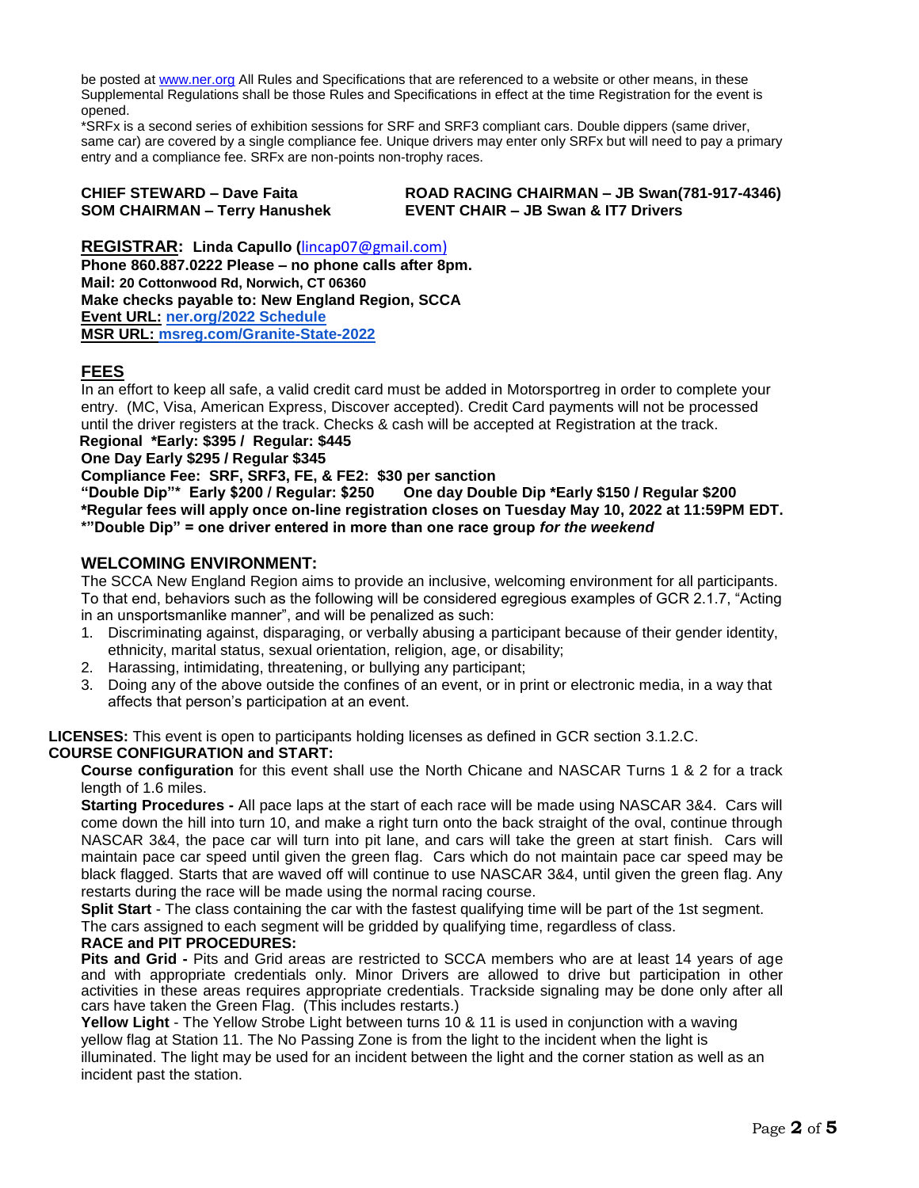be posted at www.ner.org All Rules and Specifications that are referenced to a website or other means, in these Supplemental Regulations shall be those Rules and Specifications in effect at the time Registration for the event is opened.

*SRFx is a second series of exhibition sessions for SRF and SRF3 compliant cars. Double dippers (same driver, same car) are covered by a single compliance fee. Unique drivers may enter only SRFx but will need to pay a primary entry and a compliance fee. SRFx are non-points non-trophy races.

**CHIEF STEWARD – Dave Faita**
**SOM CHAIRMAN – Terry Hanushek**
**ROAD RACING CHAIRMAN – JB Swan(781-917-4346)**
**EVENT CHAIR – JB Swan & IT7 Drivers**

**REGISTRAR: Linda Capullo (**lincap07@gmail.com)
**Phone 860.887.0222 Please – no phone calls after 8pm.**
**Mail: 20 Cottonwood Rd, Norwich, CT 06360**
**Make checks payable to: New England Region, SCCA**
**Event URL: ner.org/2022 Schedule**
**MSR URL: msreg.com/Granite-State-2022**

## FEES

In an effort to keep all safe, a valid credit card must be added in Motorsportreg in order to complete your entry. (MC, Visa, American Express, Discover accepted). Credit Card payments will not be processed until the driver registers at the track. Checks & cash will be accepted at Registration at the track.

**Regional *Early: $395 / Regular: $445**
**One Day Early $295 / Regular $345**
**Compliance Fee: SRF, SRF3, FE, & FE2: $30 per sanction**
**"Double Dip"* Early $200 / Regular: $250 One day Double Dip *Early $150 / Regular $200**
**\*Regular fees will apply once on-line registration closes on Tuesday May 10, 2022 at 11:59PM EDT.**
**\*"Double Dip" = one driver entered in more than one race group *for the weekend***

## WELCOMING ENVIRONMENT:

The SCCA New England Region aims to provide an inclusive, welcoming environment for all participants. To that end, behaviors such as the following will be considered egregious examples of GCR 2.1.7, "Acting in an unsportsmanlike manner", and will be penalized as such:

1. Discriminating against, disparaging, or verbally abusing a participant because of their gender identity, ethnicity, marital status, sexual orientation, religion, age, or disability;
2. Harassing, intimidating, threatening, or bullying any participant;
3. Doing any of the above outside the confines of an event, or in print or electronic media, in a way that affects that person's participation at an event.

**LICENSES:** This event is open to participants holding licenses as defined in GCR section 3.1.2.C.

**COURSE CONFIGURATION and START:**

**Course configuration** for this event shall use the North Chicane and NASCAR Turns 1 & 2 for a track length of 1.6 miles.

**Starting Procedures -** All pace laps at the start of each race will be made using NASCAR 3&4. Cars will come down the hill into turn 10, and make a right turn onto the back straight of the oval, continue through NASCAR 3&4, the pace car will turn into pit lane, and cars will take the green at start finish. Cars will maintain pace car speed until given the green flag. Cars which do not maintain pace car speed may be black flagged. Starts that are waved off will continue to use NASCAR 3&4, until given the green flag. Any restarts during the race will be made using the normal racing course.

**Split Start** - The class containing the car with the fastest qualifying time will be part of the 1st segment. The cars assigned to each segment will be gridded by qualifying time, regardless of class.

**RACE and PIT PROCEDURES:**

**Pits and Grid -** Pits and Grid areas are restricted to SCCA members who are at least 14 years of age and with appropriate credentials only. Minor Drivers are allowed to drive but participation in other activities in these areas requires appropriate credentials. Trackside signaling may be done only after all cars have taken the Green Flag. (This includes restarts.)

**Yellow Light** - The Yellow Strobe Light between turns 10 & 11 is used in conjunction with a waving yellow flag at Station 11. The No Passing Zone is from the light to the incident when the light is illuminated. The light may be used for an incident between the light and the corner station as well as an incident past the station.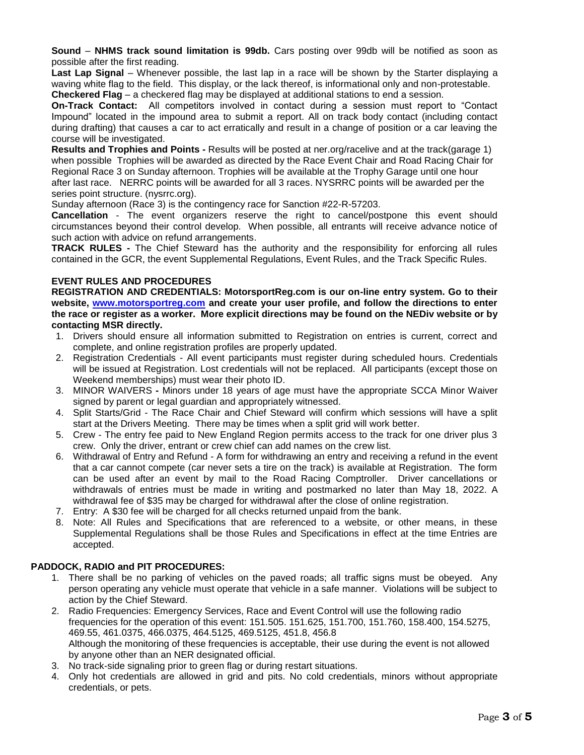**Sound** – **NHMS track sound limitation is 99db.** Cars posting over 99db will be notified as soon as possible after the first reading.

**Last Lap Signal** – Whenever possible, the last lap in a race will be shown by the Starter displaying a waving white flag to the field. This display, or the lack thereof, is informational only and non-protestable.

**Checkered Flag** – a checkered flag may be displayed at additional stations to end a session.

**On-Track Contact:** All competitors involved in contact during a session must report to "Contact Impound" located in the impound area to submit a report. All on track body contact (including contact during drafting) that causes a car to act erratically and result in a change of position or a car leaving the course will be investigated.

**Results and Trophies and Points -** Results will be posted at ner.org/racelive and at the track(garage 1) when possible Trophies will be awarded as directed by the Race Event Chair and Road Racing Chair for Regional Race 3 on Sunday afternoon. Trophies will be available at the Trophy Garage until one hour after last race. NERRC points will be awarded for all 3 races. NYSRRC points will be awarded per the series point structure. (nysrrc.org).

Sunday afternoon (Race 3) is the contingency race for Sanction #22-R-57203.

**Cancellation** - The event organizers reserve the right to cancel/postpone this event should circumstances beyond their control develop. When possible, all entrants will receive advance notice of such action with advice on refund arrangements.

**TRACK RULES -** The Chief Steward has the authority and the responsibility for enforcing all rules contained in the GCR, the event Supplemental Regulations, Event Rules, and the Track Specific Rules.

## EVENT RULES AND PROCEDURES

**REGISTRATION AND CREDENTIALS: MotorsportReg.com is our on-line entry system. Go to their website, [www.motorsportreg.com](www.motorsportreg.com) and create your user profile, and follow the directions to enter the race or register as a worker. More explicit directions may be found on the NEDiv website or by contacting MSR directly.**

1. Drivers should ensure all information submitted to Registration on entries is current, correct and complete, and online registration profiles are properly updated.
2. Registration Credentials - All event participants must register during scheduled hours. Credentials will be issued at Registration. Lost credentials will not be replaced. All participants (except those on Weekend memberships) must wear their photo ID.
3. MINOR WAIVERS **-** Minors under 18 years of age must have the appropriate SCCA Minor Waiver signed by parent or legal guardian and appropriately witnessed.
4. Split Starts/Grid - The Race Chair and Chief Steward will confirm which sessions will have a split start at the Drivers Meeting. There may be times when a split grid will work better.
5. Crew - The entry fee paid to New England Region permits access to the track for one driver plus 3 crew. Only the driver, entrant or crew chief can add names on the crew list.
6. Withdrawal of Entry and Refund - A form for withdrawing an entry and receiving a refund in the event that a car cannot compete (car never sets a tire on the track) is available at Registration. The form can be used after an event by mail to the Road Racing Comptroller. Driver cancellations or withdrawals of entries must be made in writing and postmarked no later than May 18, 2022. A withdrawal fee of $35 may be charged for withdrawal after the close of online registration.
7. Entry: A $30 fee will be charged for all checks returned unpaid from the bank.
8. Note: All Rules and Specifications that are referenced to a website, or other means, in these Supplemental Regulations shall be those Rules and Specifications in effect at the time Entries are accepted.

## PADDOCK, RADIO and PIT PROCEDURES:

1. There shall be no parking of vehicles on the paved roads; all traffic signs must be obeyed. Any person operating any vehicle must operate that vehicle in a safe manner. Violations will be subject to action by the Chief Steward.
2. Radio Frequencies: Emergency Services, Race and Event Control will use the following radio frequencies for the operation of this event: 151.505. 151.625, 151.700, 151.760, 158.400, 154.5275, 469.55, 461.0375, 466.0375, 464.5125, 469.5125, 451.8, 456.8
   Although the monitoring of these frequencies is acceptable, their use during the event is not allowed by anyone other than an NER designated official.
3. No track-side signaling prior to green flag or during restart situations.
4. Only hot credentials are allowed in grid and pits. No cold credentials, minors without appropriate credentials, or pets.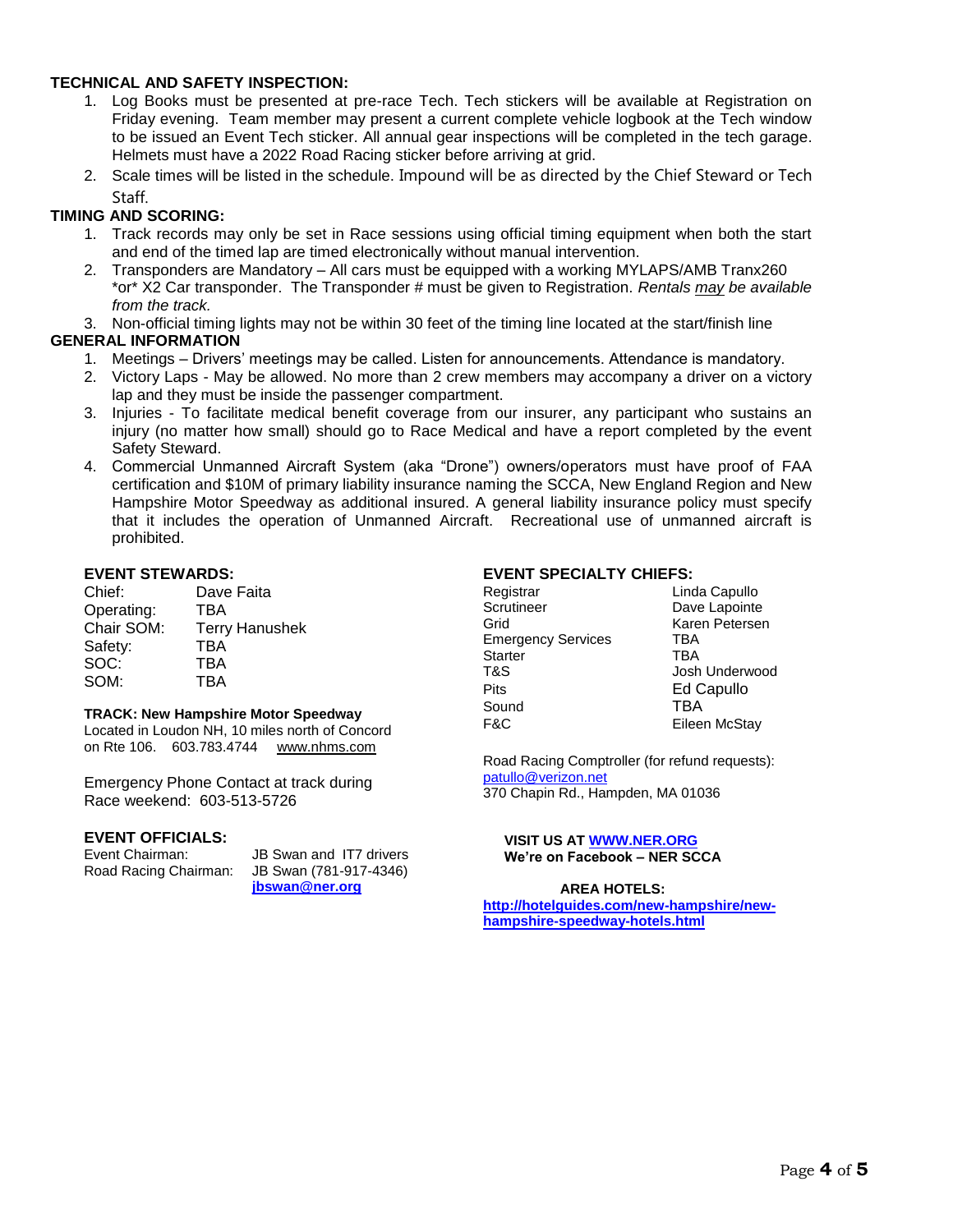## TECHNICAL AND SAFETY INSPECTION:

1. Log Books must be presented at pre-race Tech. Tech stickers will be available at Registration on Friday evening. Team member may present a current complete vehicle logbook at the Tech window to be issued an Event Tech sticker. All annual gear inspections will be completed in the tech garage. Helmets must have a 2022 Road Racing sticker before arriving at grid.
2. Scale times will be listed in the schedule. Impound will be as directed by the Chief Steward or Tech Staff.

## TIMING AND SCORING:

1. Track records may only be set in Race sessions using official timing equipment when both the start and end of the timed lap are timed electronically without manual intervention.
2. Transponders are Mandatory – All cars must be equipped with a working MYLAPS/AMB Tranx260 *or* X2 Car transponder. The Transponder # must be given to Registration. *Rentals may be available from the track.*
3. Non-official timing lights may not be within 30 feet of the timing line located at the start/finish line

## GENERAL INFORMATION

1. Meetings – Drivers' meetings may be called. Listen for announcements. Attendance is mandatory.
2. Victory Laps - May be allowed. No more than 2 crew members may accompany a driver on a victory lap and they must be inside the passenger compartment.
3. Injuries - To facilitate medical benefit coverage from our insurer, any participant who sustains an injury (no matter how small) should go to Race Medical and have a report completed by the event Safety Steward.
4. Commercial Unmanned Aircraft System (aka "Drone") owners/operators must have proof of FAA certification and $10M of primary liability insurance naming the SCCA, New England Region and New Hampshire Motor Speedway as additional insured. A general liability insurance policy must specify that it includes the operation of Unmanned Aircraft. Recreational use of unmanned aircraft is prohibited.

### EVENT STEWARDS:

| | |
|---|---|
| Chief: | Dave Faita |
| Operating: | TBA |
| Chair SOM: | Terry Hanushek |
| Safety: | TBA |
| SOC: | TBA |
| SOM: | TBA |

**TRACK: New Hampshire Motor Speedway**
Located in Loudon NH, 10 miles north of Concord on Rte 106. 603.783.4744 www.nhms.com

Emergency Phone Contact at track during Race weekend: 603-513-5726

### EVENT OFFICIALS:

| | |
|---|---|
| Event Chairman: | JB Swan and IT7 drivers |
| Road Racing Chairman: | JB Swan (781-917-4346) **jbswan@ner.org** |

### EVENT SPECIALTY CHIEFS:

| | |
|---|---|
| Registrar | Linda Capullo |
| Scrutineer | Dave Lapointe |
| Grid | Karen Petersen |
| Emergency Services | TBA |
| Starter | TBA |
| T&S | Josh Underwood |
| Pits | Ed Capullo |
| Sound | TBA |
| F&C | Eileen McStay |

Road Racing Comptroller (for refund requests):
patullo@verizon.net
370 Chapin Rd., Hampden, MA 01036

**VISIT US AT WWW.NER.ORG**
**We're on Facebook – NER SCCA**

**AREA HOTELS:**
**http://hotelguides.com/new-hampshire/new-hampshire-speedway-hotels.html**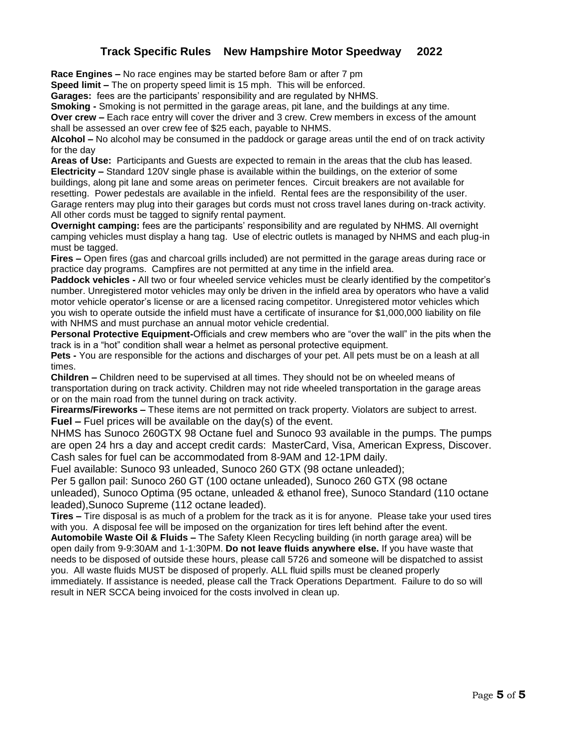# Track Specific Rules New Hampshire Motor Speedway 2022

**Race Engines –** No race engines may be started before 8am or after 7 pm

**Speed limit –** The on property speed limit is 15 mph. This will be enforced.

**Garages:** fees are the participants' responsibility and are regulated by NHMS.

**Smoking -** Smoking is not permitted in the garage areas, pit lane, and the buildings at any time.

**Over crew –** Each race entry will cover the driver and 3 crew. Crew members in excess of the amount shall be assessed an over crew fee of $25 each, payable to NHMS.

**Alcohol –** No alcohol may be consumed in the paddock or garage areas until the end of on track activity for the day

**Areas of Use:** Participants and Guests are expected to remain in the areas that the club has leased.

**Electricity –** Standard 120V single phase is available within the buildings, on the exterior of some buildings, along pit lane and some areas on perimeter fences. Circuit breakers are not available for resetting. Power pedestals are available in the infield. Rental fees are the responsibility of the user. Garage renters may plug into their garages but cords must not cross travel lanes during on-track activity. All other cords must be tagged to signify rental payment.

**Overnight camping:** fees are the participants' responsibility and are regulated by NHMS. All overnight camping vehicles must display a hang tag. Use of electric outlets is managed by NHMS and each plug-in must be tagged.

**Fires –** Open fires (gas and charcoal grills included) are not permitted in the garage areas during race or practice day programs. Campfires are not permitted at any time in the infield area.

**Paddock vehicles -** All two or four wheeled service vehicles must be clearly identified by the competitor's number. Unregistered motor vehicles may only be driven in the infield area by operators who have a valid motor vehicle operator's license or are a licensed racing competitor. Unregistered motor vehicles which you wish to operate outside the infield must have a certificate of insurance for $1,000,000 liability on file with NHMS and must purchase an annual motor vehicle credential.

**Personal Protective Equipment-**Officials and crew members who are "over the wall" in the pits when the track is in a "hot" condition shall wear a helmet as personal protective equipment.

**Pets -** You are responsible for the actions and discharges of your pet. All pets must be on a leash at all times.

**Children –** Children need to be supervised at all times. They should not be on wheeled means of transportation during on track activity. Children may not ride wheeled transportation in the garage areas or on the main road from the tunnel during on track activity.

**Firearms/Fireworks –** These items are not permitted on track property. Violators are subject to arrest.

**Fuel –** Fuel prices will be available on the day(s) of the event.

NHMS has Sunoco 260GTX 98 Octane fuel and Sunoco 93 available in the pumps. The pumps are open 24 hrs a day and accept credit cards: MasterCard, Visa, American Express, Discover. Cash sales for fuel can be accommodated from 8-9AM and 12-1PM daily.

Fuel available: Sunoco 93 unleaded, Sunoco 260 GTX (98 octane unleaded);

Per 5 gallon pail: Sunoco 260 GT (100 octane unleaded), Sunoco 260 GTX (98 octane unleaded), Sunoco Optima (95 octane, unleaded & ethanol free), Sunoco Standard (110 octane leaded),Sunoco Supreme (112 octane leaded).

**Tires –** Tire disposal is as much of a problem for the track as it is for anyone. Please take your used tires with you. A disposal fee will be imposed on the organization for tires left behind after the event.

**Automobile Waste Oil & Fluids –** The Safety Kleen Recycling building (in north garage area) will be open daily from 9-9:30AM and 1-1:30PM. **Do not leave fluids anywhere else.** If you have waste that needs to be disposed of outside these hours, please call 5726 and someone will be dispatched to assist you. All waste fluids MUST be disposed of properly. ALL fluid spills must be cleaned properly immediately. If assistance is needed, please call the Track Operations Department. Failure to do so will result in NER SCCA being invoiced for the costs involved in clean up.